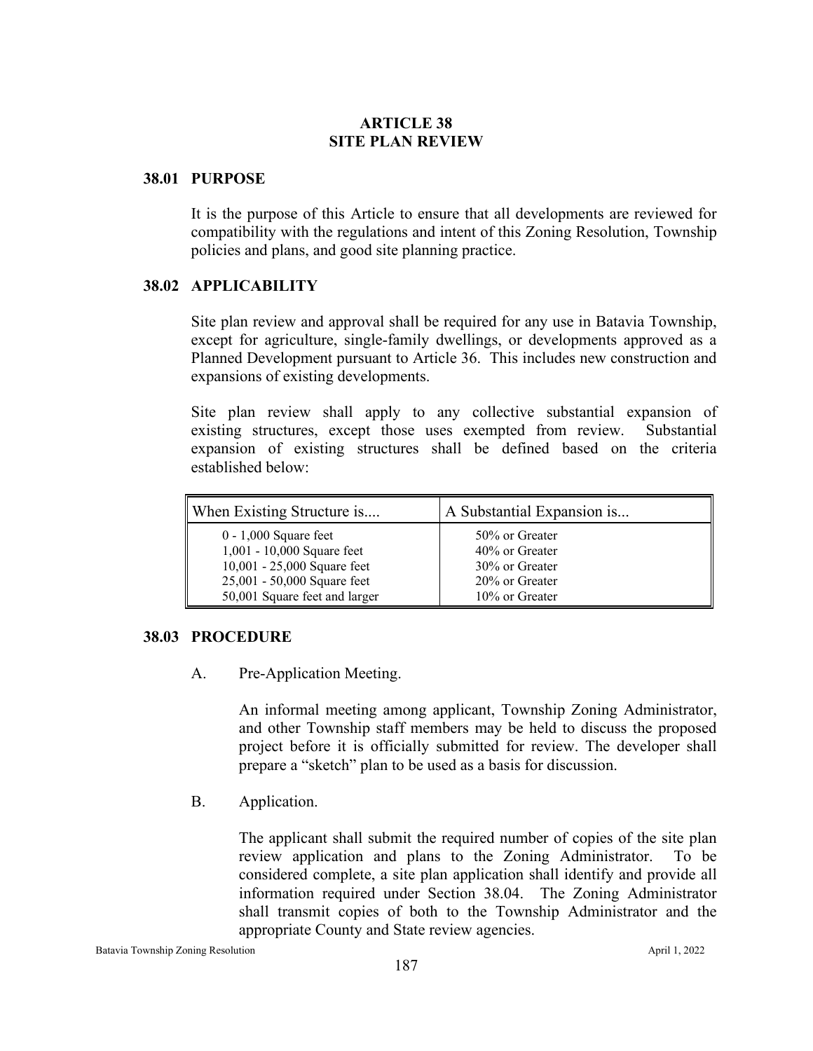# ARTICLE 38
# SITE PLAN REVIEW

## 38.01 PURPOSE

It is the purpose of this Article to ensure that all developments are reviewed for compatibility with the regulations and intent of this Zoning Resolution, Township policies and plans, and good site planning practice.

## 38.02 APPLICABILITY

Site plan review and approval shall be required for any use in Batavia Township, except for agriculture, single-family dwellings, or developments approved as a Planned Development pursuant to Article 36. This includes new construction and expansions of existing developments.

Site plan review shall apply to any collective substantial expansion of existing structures, except those uses exempted from review. Substantial expansion of existing structures shall be defined based on the criteria established below:

| When Existing Structure is.... | A Substantial Expansion is... |
|---|---|
| 0 - 1,000 Square feet | 50% or Greater |
| 1,001 - 10,000 Square feet | 40% or Greater |
| 10,001 - 25,000 Square feet | 30% or Greater |
| 25,001 - 50,000 Square feet | 20% or Greater |
| 50,001 Square feet and larger | 10% or Greater |

## 38.03 PROCEDURE

A. Pre-Application Meeting.

An informal meeting among applicant, Township Zoning Administrator, and other Township staff members may be held to discuss the proposed project before it is officially submitted for review. The developer shall prepare a "sketch" plan to be used as a basis for discussion.

B. Application.

The applicant shall submit the required number of copies of the site plan review application and plans to the Zoning Administrator. To be considered complete, a site plan application shall identify and provide all information required under Section 38.04. The Zoning Administrator shall transmit copies of both to the Township Administrator and the appropriate County and State review agencies.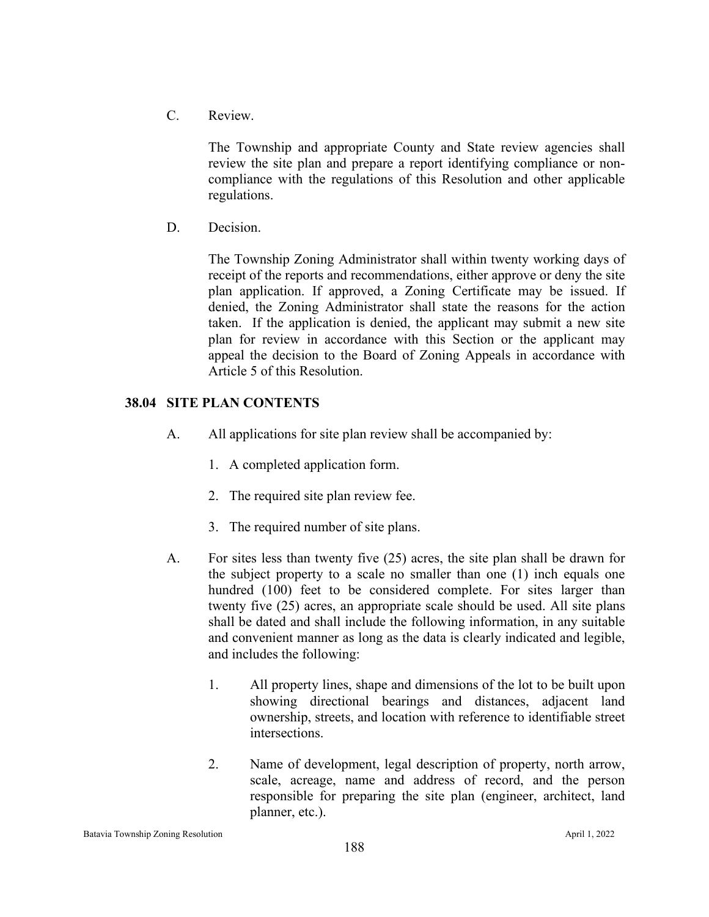C. Review.

The Township and appropriate County and State review agencies shall review the site plan and prepare a report identifying compliance or non-compliance with the regulations of this Resolution and other applicable regulations.

D. Decision.

The Township Zoning Administrator shall within twenty working days of receipt of the reports and recommendations, either approve or deny the site plan application. If approved, a Zoning Certificate may be issued. If denied, the Zoning Administrator shall state the reasons for the action taken. If the application is denied, the applicant may submit a new site plan for review in accordance with this Section or the applicant may appeal the decision to the Board of Zoning Appeals in accordance with Article 5 of this Resolution.

### 38.04 SITE PLAN CONTENTS

A. All applications for site plan review shall be accompanied by:

1. A completed application form.
2. The required site plan review fee.
3. The required number of site plans.

A. For sites less than twenty five (25) acres, the site plan shall be drawn for the subject property to a scale no smaller than one (1) inch equals one hundred (100) feet to be considered complete. For sites larger than twenty five (25) acres, an appropriate scale should be used. All site plans shall be dated and shall include the following information, in any suitable and convenient manner as long as the data is clearly indicated and legible, and includes the following:

1. All property lines, shape and dimensions of the lot to be built upon showing directional bearings and distances, adjacent land ownership, streets, and location with reference to identifiable street intersections.
2. Name of development, legal description of property, north arrow, scale, acreage, name and address of record, and the person responsible for preparing the site plan (engineer, architect, land planner, etc.).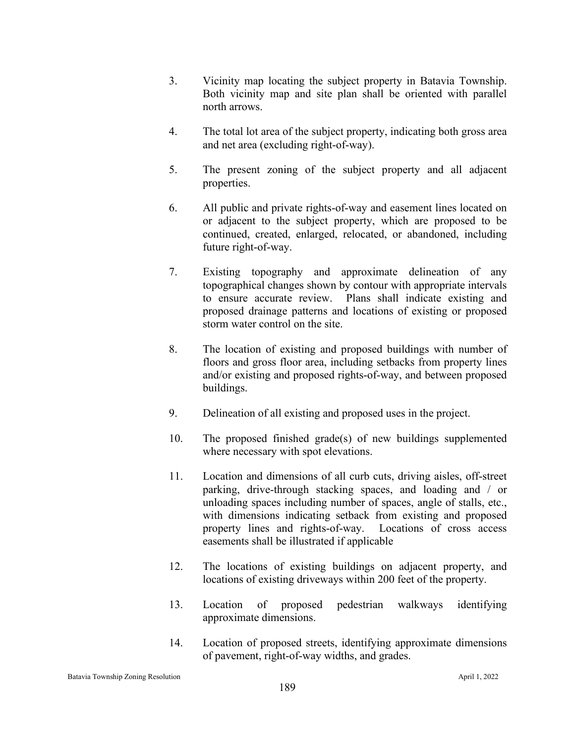3. Vicinity map locating the subject property in Batavia Township. Both vicinity map and site plan shall be oriented with parallel north arrows.

4. The total lot area of the subject property, indicating both gross area and net area (excluding right-of-way).

5. The present zoning of the subject property and all adjacent properties.

6. All public and private rights-of-way and easement lines located on or adjacent to the subject property, which are proposed to be continued, created, enlarged, relocated, or abandoned, including future right-of-way.

7. Existing topography and approximate delineation of any topographical changes shown by contour with appropriate intervals to ensure accurate review. Plans shall indicate existing and proposed drainage patterns and locations of existing or proposed storm water control on the site.

8. The location of existing and proposed buildings with number of floors and gross floor area, including setbacks from property lines and/or existing and proposed rights-of-way, and between proposed buildings.

9. Delineation of all existing and proposed uses in the project.

10. The proposed finished grade(s) of new buildings supplemented where necessary with spot elevations.

11. Location and dimensions of all curb cuts, driving aisles, off-street parking, drive-through stacking spaces, and loading and / or unloading spaces including number of spaces, angle of stalls, etc., with dimensions indicating setback from existing and proposed property lines and rights-of-way. Locations of cross access easements shall be illustrated if applicable

12. The locations of existing buildings on adjacent property, and locations of existing driveways within 200 feet of the property.

13. Location of proposed pedestrian walkways identifying approximate dimensions.

14. Location of proposed streets, identifying approximate dimensions of pavement, right-of-way widths, and grades.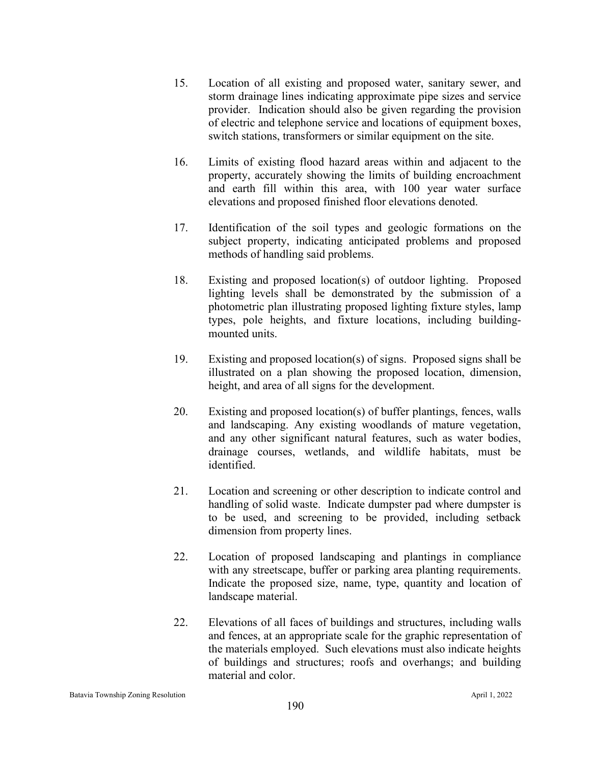15. Location of all existing and proposed water, sanitary sewer, and storm drainage lines indicating approximate pipe sizes and service provider. Indication should also be given regarding the provision of electric and telephone service and locations of equipment boxes, switch stations, transformers or similar equipment on the site.

16. Limits of existing flood hazard areas within and adjacent to the property, accurately showing the limits of building encroachment and earth fill within this area, with 100 year water surface elevations and proposed finished floor elevations denoted.

17. Identification of the soil types and geologic formations on the subject property, indicating anticipated problems and proposed methods of handling said problems.

18. Existing and proposed location(s) of outdoor lighting. Proposed lighting levels shall be demonstrated by the submission of a photometric plan illustrating proposed lighting fixture styles, lamp types, pole heights, and fixture locations, including building-mounted units.

19. Existing and proposed location(s) of signs. Proposed signs shall be illustrated on a plan showing the proposed location, dimension, height, and area of all signs for the development.

20. Existing and proposed location(s) of buffer plantings, fences, walls and landscaping. Any existing woodlands of mature vegetation, and any other significant natural features, such as water bodies, drainage courses, wetlands, and wildlife habitats, must be identified.

21. Location and screening or other description to indicate control and handling of solid waste. Indicate dumpster pad where dumpster is to be used, and screening to be provided, including setback dimension from property lines.

22. Location of proposed landscaping and plantings in compliance with any streetscape, buffer or parking area planting requirements. Indicate the proposed size, name, type, quantity and location of landscape material.

22. Elevations of all faces of buildings and structures, including walls and fences, at an appropriate scale for the graphic representation of the materials employed. Such elevations must also indicate heights of buildings and structures; roofs and overhangs; and building material and color.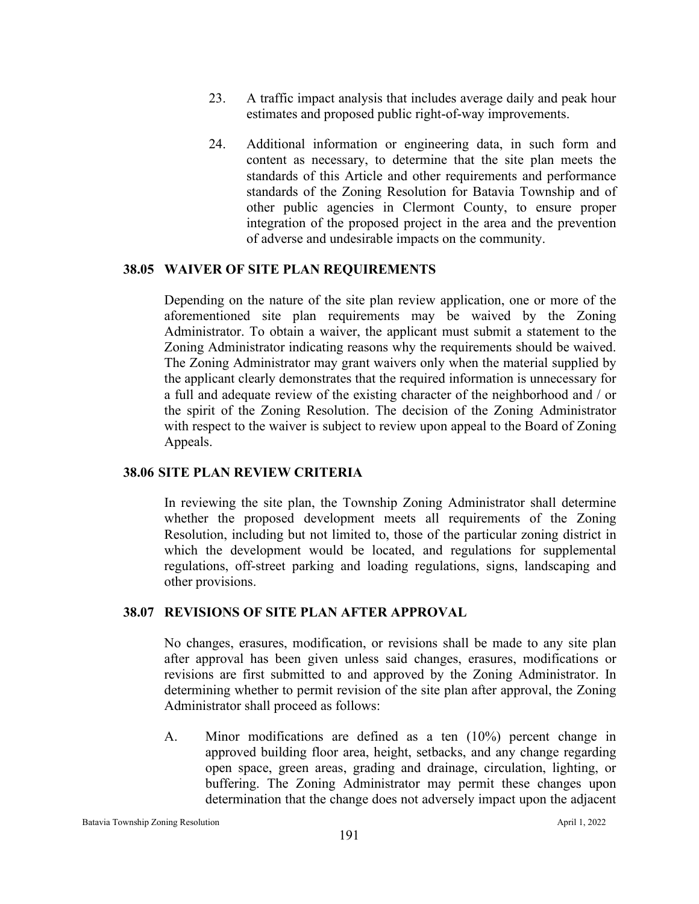23. A traffic impact analysis that includes average daily and peak hour estimates and proposed public right-of-way improvements.

24. Additional information or engineering data, in such form and content as necessary, to determine that the site plan meets the standards of this Article and other requirements and performance standards of the Zoning Resolution for Batavia Township and of other public agencies in Clermont County, to ensure proper integration of the proposed project in the area and the prevention of adverse and undesirable impacts on the community.

### 38.05 WAIVER OF SITE PLAN REQUIREMENTS

Depending on the nature of the site plan review application, one or more of the aforementioned site plan requirements may be waived by the Zoning Administrator. To obtain a waiver, the applicant must submit a statement to the Zoning Administrator indicating reasons why the requirements should be waived. The Zoning Administrator may grant waivers only when the material supplied by the applicant clearly demonstrates that the required information is unnecessary for a full and adequate review of the existing character of the neighborhood and / or the spirit of the Zoning Resolution. The decision of the Zoning Administrator with respect to the waiver is subject to review upon appeal to the Board of Zoning Appeals.

### 38.06 SITE PLAN REVIEW CRITERIA

In reviewing the site plan, the Township Zoning Administrator shall determine whether the proposed development meets all requirements of the Zoning Resolution, including but not limited to, those of the particular zoning district in which the development would be located, and regulations for supplemental regulations, off-street parking and loading regulations, signs, landscaping and other provisions.

### 38.07 REVISIONS OF SITE PLAN AFTER APPROVAL

No changes, erasures, modification, or revisions shall be made to any site plan after approval has been given unless said changes, erasures, modifications or revisions are first submitted to and approved by the Zoning Administrator. In determining whether to permit revision of the site plan after approval, the Zoning Administrator shall proceed as follows:

A. Minor modifications are defined as a ten (10%) percent change in approved building floor area, height, setbacks, and any change regarding open space, green areas, grading and drainage, circulation, lighting, or buffering. The Zoning Administrator may permit these changes upon determination that the change does not adversely impact upon the adjacent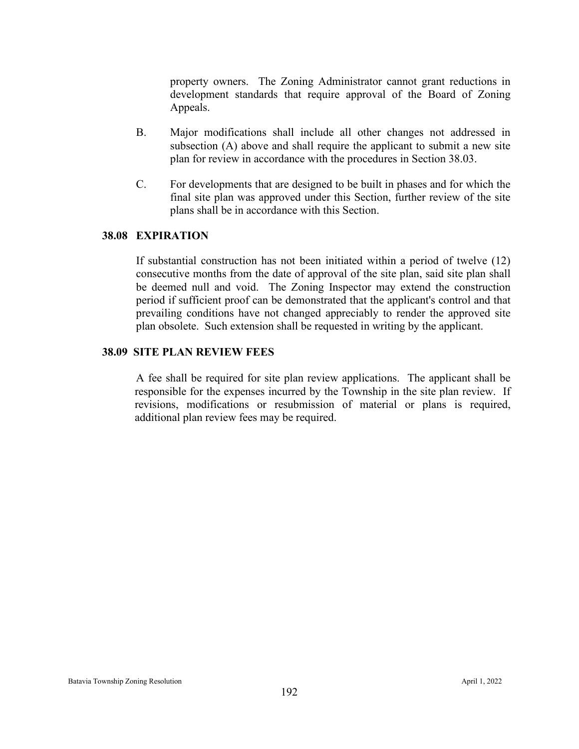property owners. The Zoning Administrator cannot grant reductions in development standards that require approval of the Board of Zoning Appeals.

B. Major modifications shall include all other changes not addressed in subsection (A) above and shall require the applicant to submit a new site plan for review in accordance with the procedures in Section 38.03.

C. For developments that are designed to be built in phases and for which the final site plan was approved under this Section, further review of the site plans shall be in accordance with this Section.

## 38.08 EXPIRATION

If substantial construction has not been initiated within a period of twelve (12) consecutive months from the date of approval of the site plan, said site plan shall be deemed null and void. The Zoning Inspector may extend the construction period if sufficient proof can be demonstrated that the applicant's control and that prevailing conditions have not changed appreciably to render the approved site plan obsolete. Such extension shall be requested in writing by the applicant.

## 38.09 SITE PLAN REVIEW FEES

A fee shall be required for site plan review applications. The applicant shall be responsible for the expenses incurred by the Township in the site plan review. If revisions, modifications or resubmission of material or plans is required, additional plan review fees may be required.